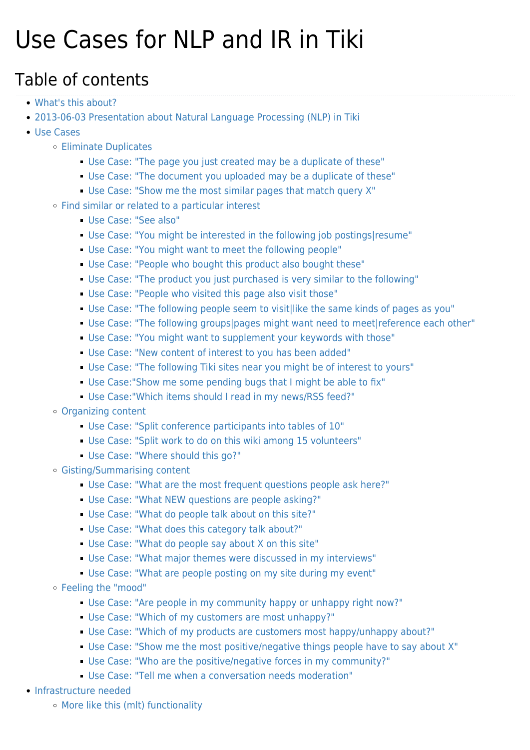# Use Cases for NLP and IR in Tiki

## Table of contents

- What's this about?
- 2013-06-03 Presentation about Natural Language Processing (NLP) in Tiki
- Use Cases
  - Eliminate Duplicates
    - Use Case: "The page you just created may be a duplicate of these"
    - Use Case: "The document you uploaded may be a duplicate of these"
    - Use Case: "Show me the most similar pages that match query X"
  - Find similar or related to a particular interest
    - Use Case: "See also"
    - Use Case: "You might be interested in the following job postings|resume"
    - Use Case: "You might want to meet the following people"
    - Use Case: "People who bought this product also bought these"
    - Use Case: "The product you just purchased is very similar to the following"
    - Use Case: "People who visited this page also visit those"
    - Use Case: "The following people seem to visit|like the same kinds of pages as you"
    - Use Case: "The following groups|pages might want need to meet|reference each other"
    - Use Case: "You might want to supplement your keywords with those"
    - Use Case: "New content of interest to you has been added"
    - Use Case: "The following Tiki sites near you might be of interest to yours"
    - Use Case:"Show me some pending bugs that I might be able to fix"
    - Use Case:"Which items should I read in my news/RSS feed?"
  - Organizing content
    - Use Case: "Split conference participants into tables of 10"
    - Use Case: "Split work to do on this wiki among 15 volunteers"
    - Use Case: "Where should this go?"
  - Gisting/Summarising content
    - Use Case: "What are the most frequent questions people ask here?"
    - Use Case: "What NEW questions are people asking?"
    - Use Case: "What do people talk about on this site?"
    - Use Case: "What does this category talk about?"
    - Use Case: "What do people say about X on this site"
    - Use Case: "What major themes were discussed in my interviews"
    - Use Case: "What are people posting on my site during my event"
  - Feeling the "mood"
    - Use Case: "Are people in my community happy or unhappy right now?"
    - Use Case: "Which of my customers are most unhappy?"
    - Use Case: "Which of my products are customers most happy/unhappy about?"
    - Use Case: "Show me the most positive/negative things people have to say about X"
    - Use Case: "Who are the positive/negative forces in my community?"
    - Use Case: "Tell me when a conversation needs moderation"
- Infrastructure needed
  - More like this (mlt) functionality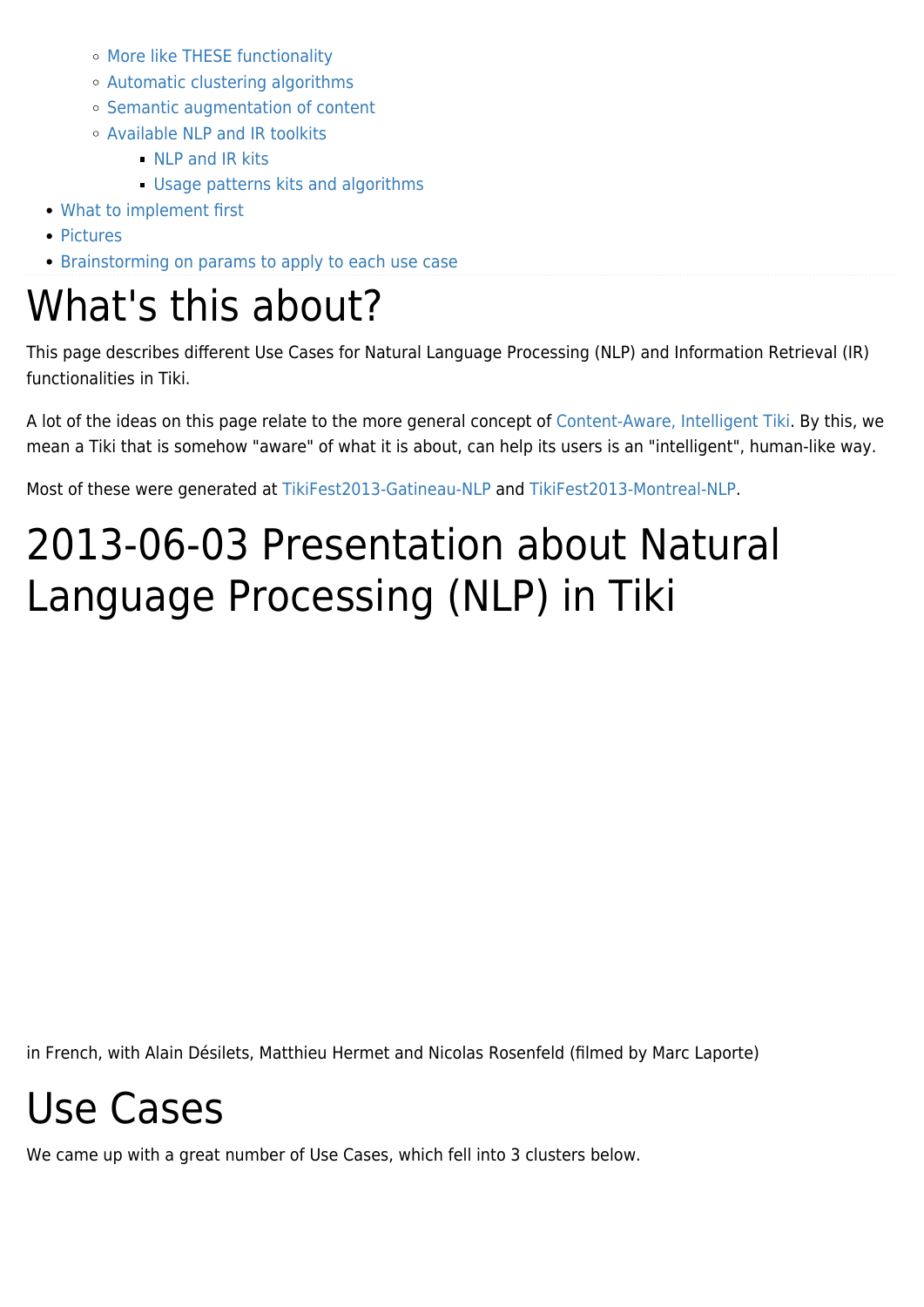- More like THESE functionality
    - Automatic clustering algorithms
    - Semantic augmentation of content
    - Available NLP and IR toolkits
        - NLP and IR kits
        - Usage patterns kits and algorithms
- What to implement first
- Pictures
- Brainstorming on params to apply to each use case

# What's this about?

This page describes different Use Cases for Natural Language Processing (NLP) and Information Retrieval (IR) functionalities in Tiki.

A lot of the ideas on this page relate to the more general concept of Content-Aware, Intelligent Tiki. By this, we mean a Tiki that is somehow "aware" of what it is about, can help its users is an "intelligent", human-like way.

Most of these were generated at TikiFest2013-Gatineau-NLP and TikiFest2013-Montreal-NLP.

# 2013-06-03 Presentation about Natural Language Processing (NLP) in Tiki

in French, with Alain Désilets, Matthieu Hermet and Nicolas Rosenfeld (filmed by Marc Laporte)

# Use Cases

We came up with a great number of Use Cases, which fell into 3 clusters below.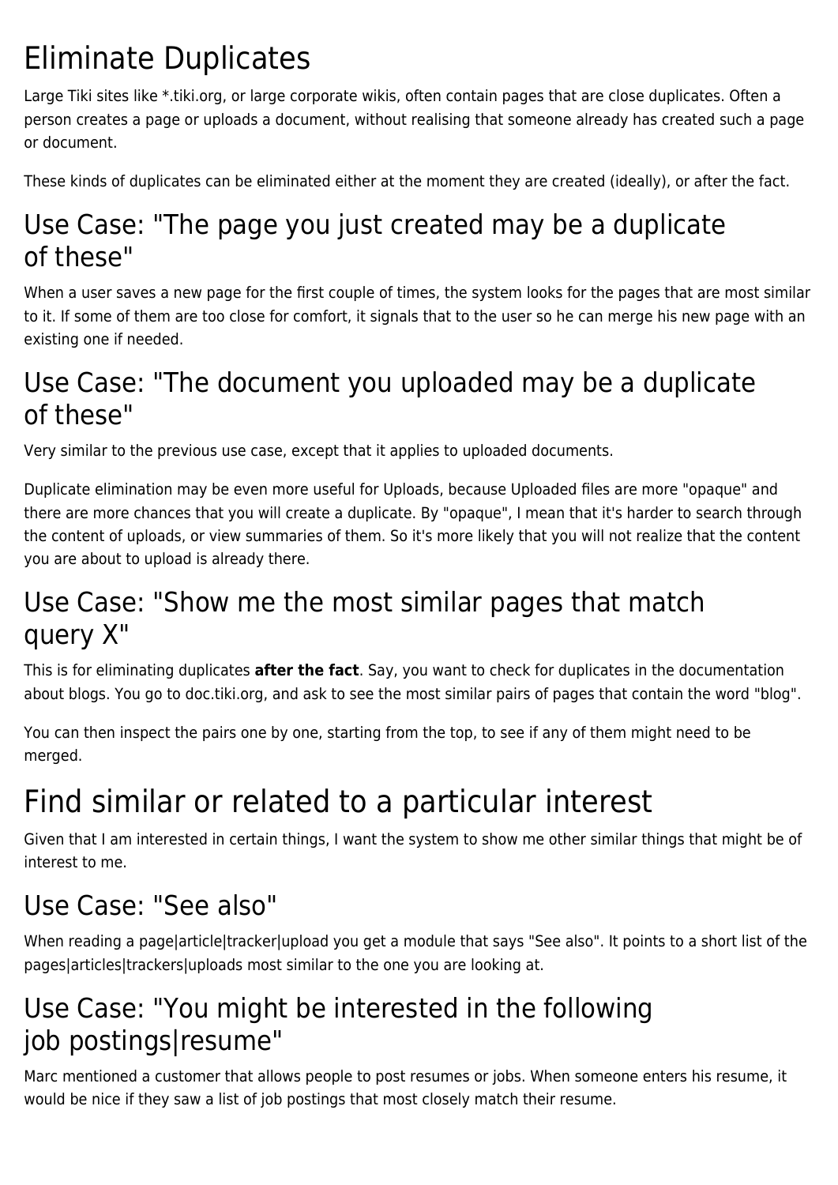# Eliminate Duplicates

Large Tiki sites like *.tiki.org, or large corporate wikis, often contain pages that are close duplicates. Often a person creates a page or uploads a document, without realising that someone already has created such a page or document.

These kinds of duplicates can be eliminated either at the moment they are created (ideally), or after the fact.

## Use Case: "The page you just created may be a duplicate of these"

When a user saves a new page for the first couple of times, the system looks for the pages that are most similar to it. If some of them are too close for comfort, it signals that to the user so he can merge his new page with an existing one if needed.

## Use Case: "The document you uploaded may be a duplicate of these"

Very similar to the previous use case, except that it applies to uploaded documents.

Duplicate elimination may be even more useful for Uploads, because Uploaded files are more "opaque" and there are more chances that you will create a duplicate. By "opaque", I mean that it's harder to search through the content of uploads, or view summaries of them. So it's more likely that you will not realize that the content you are about to upload is already there.

## Use Case: "Show me the most similar pages that match query X"

This is for eliminating duplicates **after the fact**. Say, you want to check for duplicates in the documentation about blogs. You go to doc.tiki.org, and ask to see the most similar pairs of pages that contain the word "blog".

You can then inspect the pairs one by one, starting from the top, to see if any of them might need to be merged.

# Find similar or related to a particular interest

Given that I am interested in certain things, I want the system to show me other similar things that might be of interest to me.

## Use Case: "See also"

When reading a page|article|tracker|upload you get a module that says "See also". It points to a short list of the pages|articles|trackers|uploads most similar to the one you are looking at.

## Use Case: "You might be interested in the following job postings|resume"

Marc mentioned a customer that allows people to post resumes or jobs. When someone enters his resume, it would be nice if they saw a list of job postings that most closely match their resume.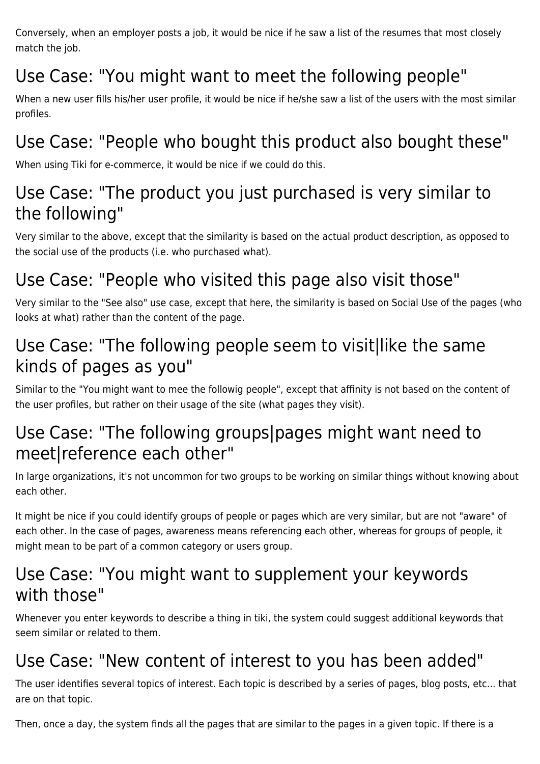Conversely, when an employer posts a job, it would be nice if he saw a list of the resumes that most closely match the job.

## Use Case: "You might want to meet the following people"

When a new user fills his/her user profile, it would be nice if he/she saw a list of the users with the most similar profiles.

## Use Case: "People who bought this product also bought these"

When using Tiki for e-commerce, it would be nice if we could do this.

## Use Case: "The product you just purchased is very similar to the following"

Very similar to the above, except that the similarity is based on the actual product description, as opposed to the social use of the products (i.e. who purchased what).

## Use Case: "People who visited this page also visit those"

Very similar to the "See also" use case, except that here, the similarity is based on Social Use of the pages (who looks at what) rather than the content of the page.

## Use Case: "The following people seem to visit|like the same kinds of pages as you"

Similar to the "You might want to mee the followig people", except that affinity is not based on the content of the user profiles, but rather on their usage of the site (what pages they visit).

## Use Case: "The following groups|pages might want need to meet|reference each other"

In large organizations, it's not uncommon for two groups to be working on similar things without knowing about each other.

It might be nice if you could identify groups of people or pages which are very similar, but are not "aware" of each other. In the case of pages, awareness means referencing each other, whereas for groups of people, it might mean to be part of a common category or users group.

## Use Case: "You might want to supplement your keywords with those"

Whenever you enter keywords to describe a thing in tiki, the system could suggest additional keywords that seem similar or related to them.

## Use Case: "New content of interest to you has been added"

The user identifies several topics of interest. Each topic is described by a series of pages, blog posts, etc... that are on that topic.

Then, once a day, the system finds all the pages that are similar to the pages in a given topic. If there is a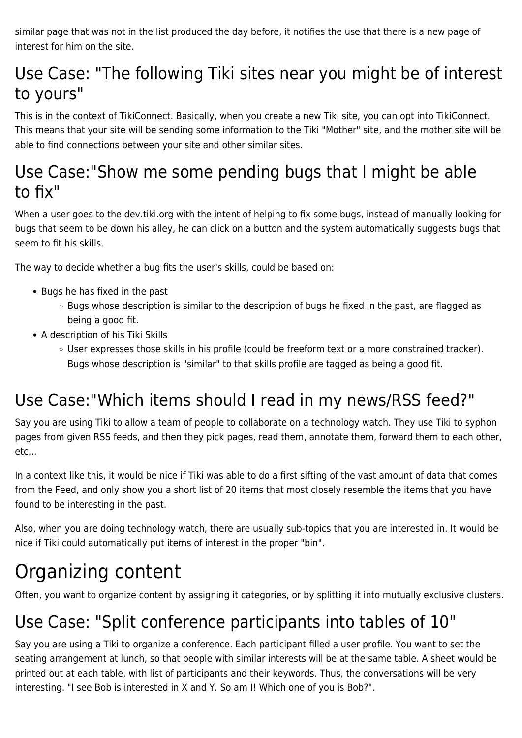similar page that was not in the list produced the day before, it notifies the use that there is a new page of interest for him on the site.

## Use Case: "The following Tiki sites near you might be of interest to yours"

This is in the context of TikiConnect. Basically, when you create a new Tiki site, you can opt into TikiConnect. This means that your site will be sending some information to the Tiki "Mother" site, and the mother site will be able to find connections between your site and other similar sites.

## Use Case:"Show me some pending bugs that I might be able to fix"

When a user goes to the dev.tiki.org with the intent of helping to fix some bugs, instead of manually looking for bugs that seem to be down his alley, he can click on a button and the system automatically suggests bugs that seem to fit his skills.

The way to decide whether a bug fits the user's skills, could be based on:

- Bugs he has fixed in the past
  - Bugs whose description is similar to the description of bugs he fixed in the past, are flagged as being a good fit.
- A description of his Tiki Skills
  - User expresses those skills in his profile (could be freeform text or a more constrained tracker). Bugs whose description is "similar" to that skills profile are tagged as being a good fit.

## Use Case:"Which items should I read in my news/RSS feed?"

Say you are using Tiki to allow a team of people to collaborate on a technology watch. They use Tiki to syphon pages from given RSS feeds, and then they pick pages, read them, annotate them, forward them to each other, etc...

In a context like this, it would be nice if Tiki was able to do a first sifting of the vast amount of data that comes from the Feed, and only show you a short list of 20 items that most closely resemble the items that you have found to be interesting in the past.

Also, when you are doing technology watch, there are usually sub-topics that you are interested in. It would be nice if Tiki could automatically put items of interest in the proper "bin".

# Organizing content

Often, you want to organize content by assigning it categories, or by splitting it into mutually exclusive clusters.

## Use Case: "Split conference participants into tables of 10"

Say you are using a Tiki to organize a conference. Each participant filled a user profile. You want to set the seating arrangement at lunch, so that people with similar interests will be at the same table. A sheet would be printed out at each table, with list of participants and their keywords. Thus, the conversations will be very interesting. "I see Bob is interested in X and Y. So am I! Which one of you is Bob?".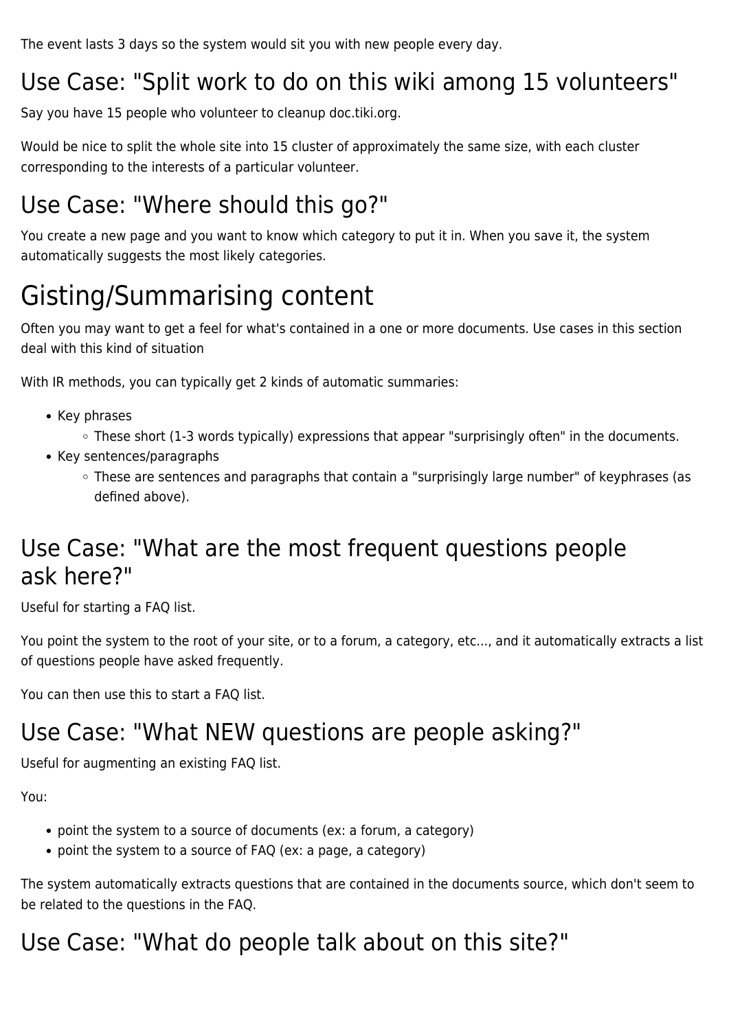The event lasts 3 days so the system would sit you with new people every day.

## Use Case: "Split work to do on this wiki among 15 volunteers"

Say you have 15 people who volunteer to cleanup doc.tiki.org.

Would be nice to split the whole site into 15 cluster of approximately the same size, with each cluster corresponding to the interests of a particular volunteer.

## Use Case: "Where should this go?"

You create a new page and you want to know which category to put it in. When you save it, the system automatically suggests the most likely categories.

# Gisting/Summarising content

Often you may want to get a feel for what's contained in a one or more documents. Use cases in this section deal with this kind of situation

With IR methods, you can typically get 2 kinds of automatic summaries:

- Key phrases
  - These short (1-3 words typically) expressions that appear "surprisingly often" in the documents.
- Key sentences/paragraphs
  - These are sentences and paragraphs that contain a "surprisingly large number" of keyphrases (as defined above).

## Use Case: "What are the most frequent questions people ask here?"

Useful for starting a FAQ list.

You point the system to the root of your site, or to a forum, a category, etc..., and it automatically extracts a list of questions people have asked frequently.

You can then use this to start a FAQ list.

## Use Case: "What NEW questions are people asking?"

Useful for augmenting an existing FAQ list.

You:

- point the system to a source of documents (ex: a forum, a category)
- point the system to a source of FAQ (ex: a page, a category)

The system automatically extracts questions that are contained in the documents source, which don't seem to be related to the questions in the FAQ.

## Use Case: "What do people talk about on this site?"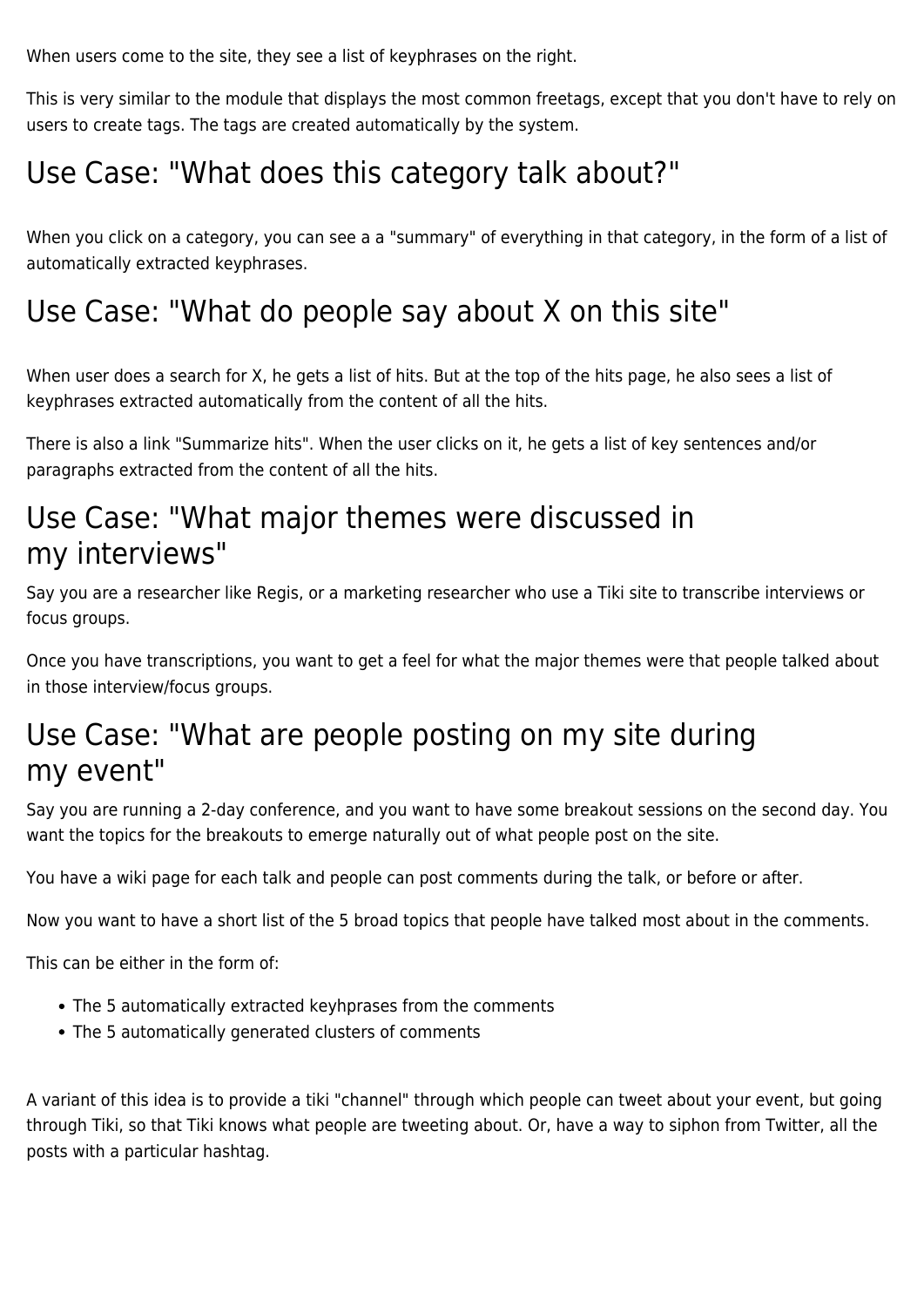When users come to the site, they see a list of keyphrases on the right.

This is very similar to the module that displays the most common freetags, except that you don't have to rely on users to create tags. The tags are created automatically by the system.

## Use Case: "What does this category talk about?"

When you click on a category, you can see a a "summary" of everything in that category, in the form of a list of automatically extracted keyphrases.

## Use Case: "What do people say about X on this site"

When user does a search for X, he gets a list of hits. But at the top of the hits page, he also sees a list of keyphrases extracted automatically from the content of all the hits.

There is also a link "Summarize hits". When the user clicks on it, he gets a list of key sentences and/or paragraphs extracted from the content of all the hits.

## Use Case: "What major themes were discussed in my interviews"

Say you are a researcher like Regis, or a marketing researcher who use a Tiki site to transcribe interviews or focus groups.

Once you have transcriptions, you want to get a feel for what the major themes were that people talked about in those interview/focus groups.

## Use Case: "What are people posting on my site during my event"

Say you are running a 2-day conference, and you want to have some breakout sessions on the second day. You want the topics for the breakouts to emerge naturally out of what people post on the site.

You have a wiki page for each talk and people can post comments during the talk, or before or after.

Now you want to have a short list of the 5 broad topics that people have talked most about in the comments.

This can be either in the form of:

- The 5 automatically extracted keyhprases from the comments
- The 5 automatically generated clusters of comments

A variant of this idea is to provide a tiki "channel" through which people can tweet about your event, but going through Tiki, so that Tiki knows what people are tweeting about. Or, have a way to siphon from Twitter, all the posts with a particular hashtag.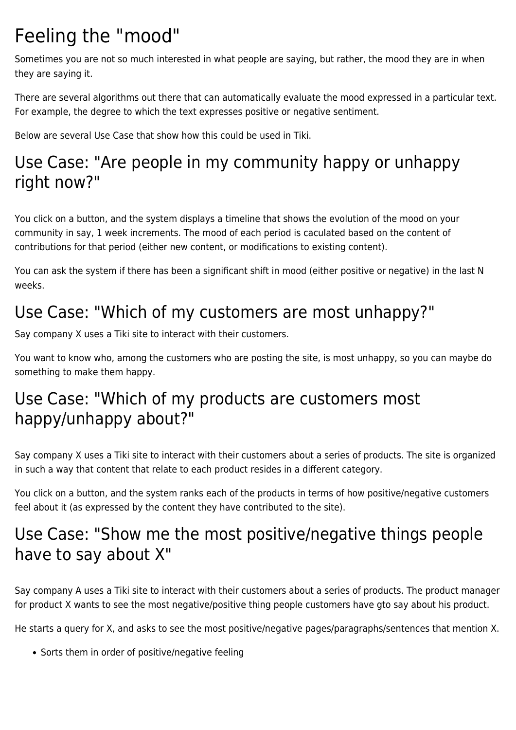# Feeling the "mood"

Sometimes you are not so much interested in what people are saying, but rather, the mood they are in when they are saying it.

There are several algorithms out there that can automatically evaluate the mood expressed in a particular text. For example, the degree to which the text expresses positive or negative sentiment.

Below are several Use Case that show how this could be used in Tiki.

## Use Case: "Are people in my community happy or unhappy right now?"

You click on a button, and the system displays a timeline that shows the evolution of the mood on your community in say, 1 week increments. The mood of each period is caculated based on the content of contributions for that period (either new content, or modifications to existing content).

You can ask the system if there has been a significant shift in mood (either positive or negative) in the last N weeks.

## Use Case: "Which of my customers are most unhappy?"

Say company X uses a Tiki site to interact with their customers.

You want to know who, among the customers who are posting the site, is most unhappy, so you can maybe do something to make them happy.

## Use Case: "Which of my products are customers most happy/unhappy about?"

Say company X uses a Tiki site to interact with their customers about a series of products. The site is organized in such a way that content that relate to each product resides in a different category.

You click on a button, and the system ranks each of the products in terms of how positive/negative customers feel about it (as expressed by the content they have contributed to the site).

## Use Case: "Show me the most positive/negative things people have to say about X"

Say company A uses a Tiki site to interact with their customers about a series of products. The product manager for product X wants to see the most negative/positive thing people customers have gto say about his product.

He starts a query for X, and asks to see the most positive/negative pages/paragraphs/sentences that mention X.

- Sorts them in order of positive/negative feeling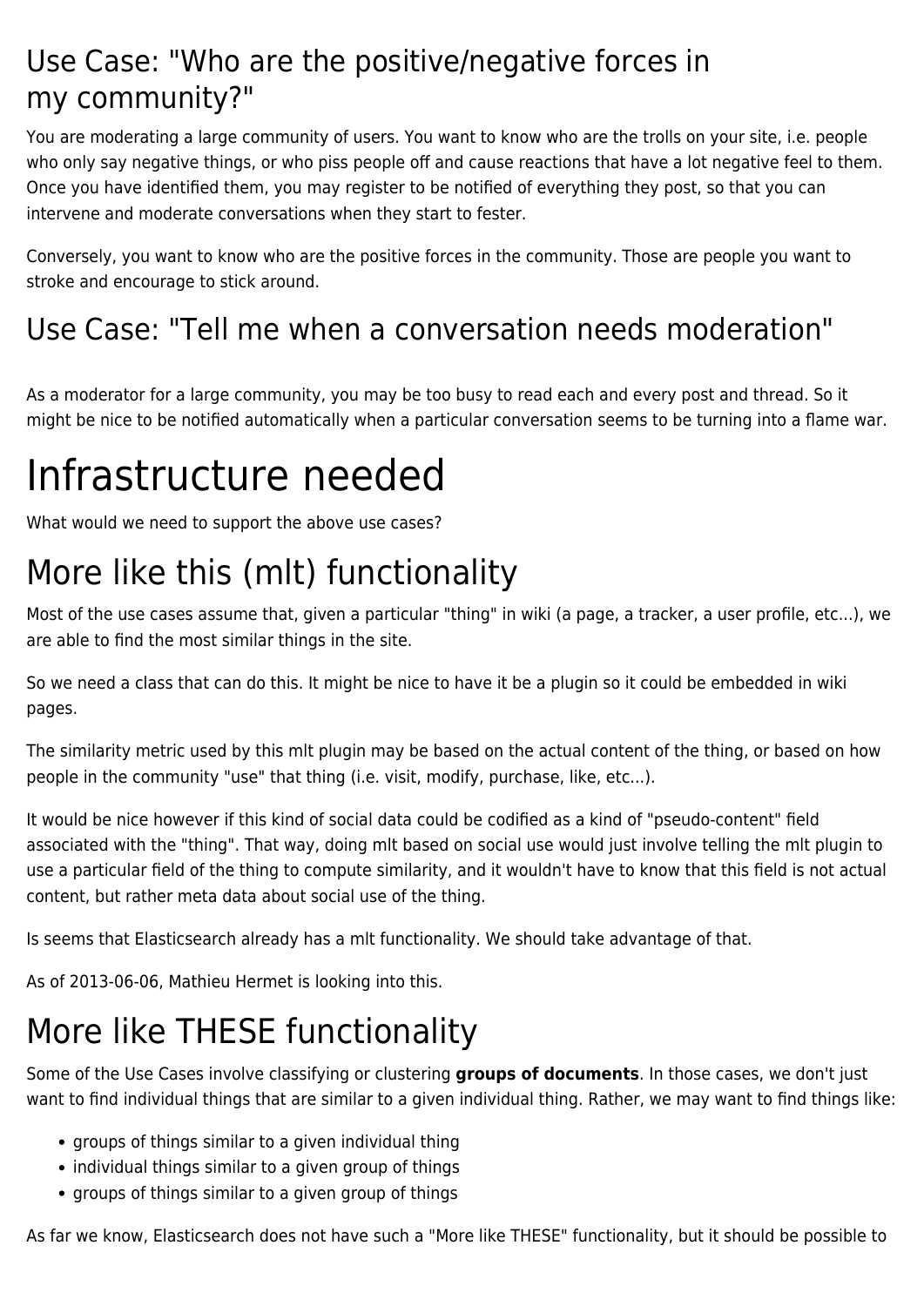## Use Case: "Who are the positive/negative forces in my community?"

You are moderating a large community of users. You want to know who are the trolls on your site, i.e. people who only say negative things, or who piss people off and cause reactions that have a lot negative feel to them. Once you have identified them, you may register to be notified of everything they post, so that you can intervene and moderate conversations when they start to fester.

Conversely, you want to know who are the positive forces in the community. Those are people you want to stroke and encourage to stick around.

## Use Case: "Tell me when a conversation needs moderation"

As a moderator for a large community, you may be too busy to read each and every post and thread. So it might be nice to be notified automatically when a particular conversation seems to be turning into a flame war.

# Infrastructure needed

What would we need to support the above use cases?

## More like this (mlt) functionality

Most of the use cases assume that, given a particular "thing" in wiki (a page, a tracker, a user profile, etc...), we are able to find the most similar things in the site.

So we need a class that can do this. It might be nice to have it be a plugin so it could be embedded in wiki pages.

The similarity metric used by this mlt plugin may be based on the actual content of the thing, or based on how people in the community "use" that thing (i.e. visit, modify, purchase, like, etc...).

It would be nice however if this kind of social data could be codified as a kind of "pseudo-content" field associated with the "thing". That way, doing mlt based on social use would just involve telling the mlt plugin to use a particular field of the thing to compute similarity, and it wouldn't have to know that this field is not actual content, but rather meta data about social use of the thing.

Is seems that Elasticsearch already has a mlt functionality. We should take advantage of that.

As of 2013-06-06, Mathieu Hermet is looking into this.

## More like THESE functionality

Some of the Use Cases involve classifying or clustering **groups of documents**. In those cases, we don't just want to find individual things that are similar to a given individual thing. Rather, we may want to find things like:

- groups of things similar to a given individual thing
- individual things similar to a given group of things
- groups of things similar to a given group of things

As far we know, Elasticsearch does not have such a "More like THESE" functionality, but it should be possible to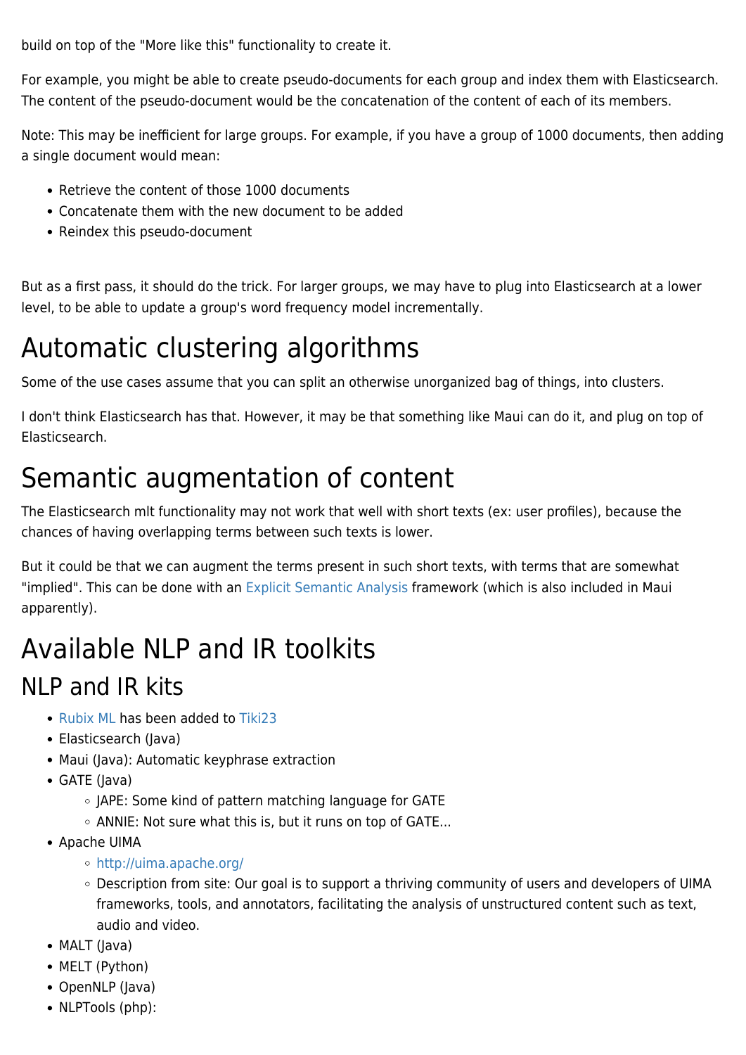build on top of the "More like this" functionality to create it.

For example, you might be able to create pseudo-documents for each group and index them with Elasticsearch. The content of the pseudo-document would be the concatenation of the content of each of its members.

Note: This may be inefficient for large groups. For example, if you have a group of 1000 documents, then adding a single document would mean:

- Retrieve the content of those 1000 documents
- Concatenate them with the new document to be added
- Reindex this pseudo-document

But as a first pass, it should do the trick. For larger groups, we may have to plug into Elasticsearch at a lower level, to be able to update a group's word frequency model incrementally.

# Automatic clustering algorithms

Some of the use cases assume that you can split an otherwise unorganized bag of things, into clusters.

I don't think Elasticsearch has that. However, it may be that something like Maui can do it, and plug on top of Elasticsearch.

# Semantic augmentation of content

The Elasticsearch mlt functionality may not work that well with short texts (ex: user profiles), because the chances of having overlapping terms between such texts is lower.

But it could be that we can augment the terms present in such short texts, with terms that are somewhat "implied". This can be done with an Explicit Semantic Analysis framework (which is also included in Maui apparently).

# Available NLP and IR toolkits

## NLP and IR kits

- Rubix ML has been added to Tiki23
- Elasticsearch (Java)
- Maui (Java): Automatic keyphrase extraction
- GATE (Java)
  - JAPE: Some kind of pattern matching language for GATE
  - ANNIE: Not sure what this is, but it runs on top of GATE...
- Apache UIMA
  - http://uima.apache.org/
  - Description from site: Our goal is to support a thriving community of users and developers of UIMA frameworks, tools, and annotators, facilitating the analysis of unstructured content such as text, audio and video.
- MALT (Java)
- MELT (Python)
- OpenNLP (Java)
- NLPTools (php):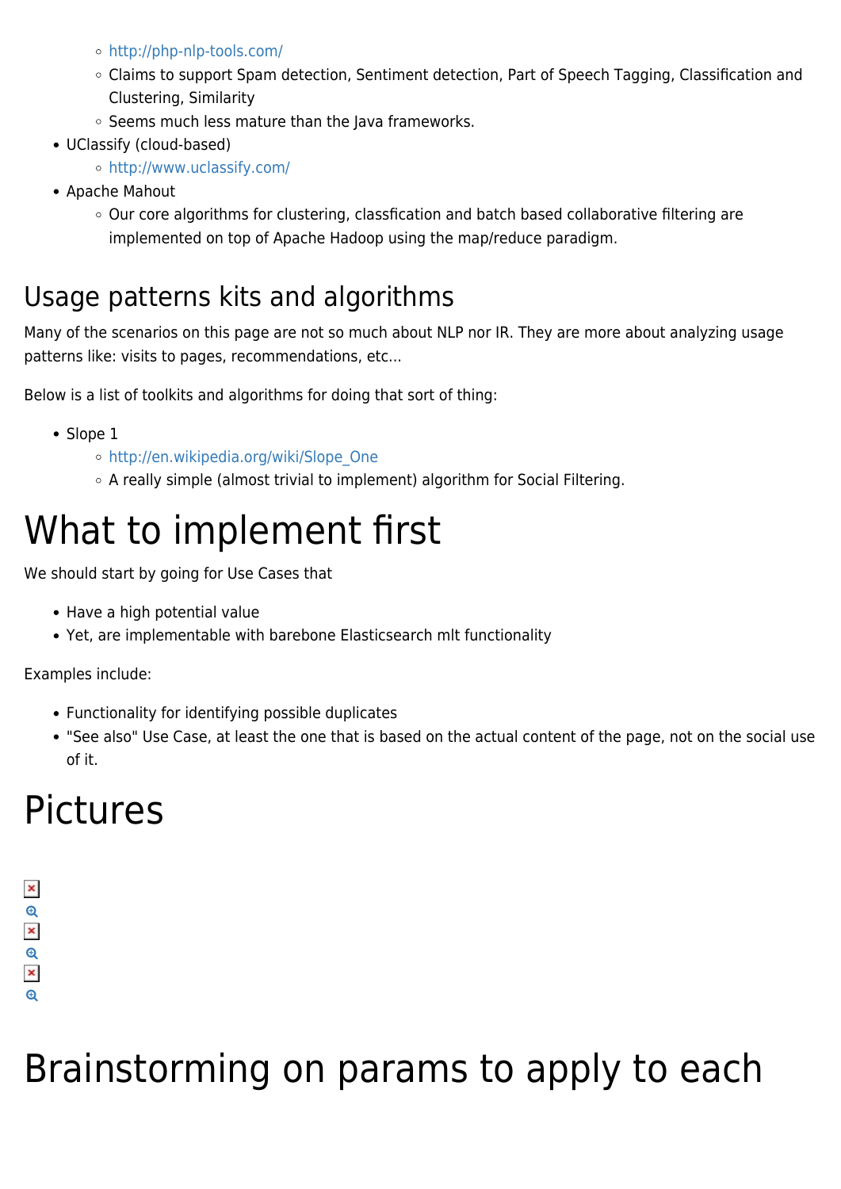- http://php-nlp-tools.com/
    - Claims to support Spam detection, Sentiment detection, Part of Speech Tagging, Classification and Clustering, Similarity
    - Seems much less mature than the Java frameworks.
- UClassify (cloud-based)
    - http://www.uclassify.com/
- Apache Mahout
    - Our core algorithms for clustering, classfication and batch based collaborative filtering are implemented on top of Apache Hadoop using the map/reduce paradigm.

## Usage patterns kits and algorithms

Many of the scenarios on this page are not so much about NLP nor IR. They are more about analyzing usage patterns like: visits to pages, recommendations, etc...

Below is a list of toolkits and algorithms for doing that sort of thing:

- Slope 1
    - http://en.wikipedia.org/wiki/Slope_One
    - A really simple (almost trivial to implement) algorithm for Social Filtering.

# What to implement first

We should start by going for Use Cases that

- Have a high potential value
- Yet, are implementable with barebone Elasticsearch mlt functionality

Examples include:

- Functionality for identifying possible duplicates
- "See also" Use Case, at least the one that is based on the actual content of the page, not on the social use of it.

# Pictures

# Brainstorming on params to apply to each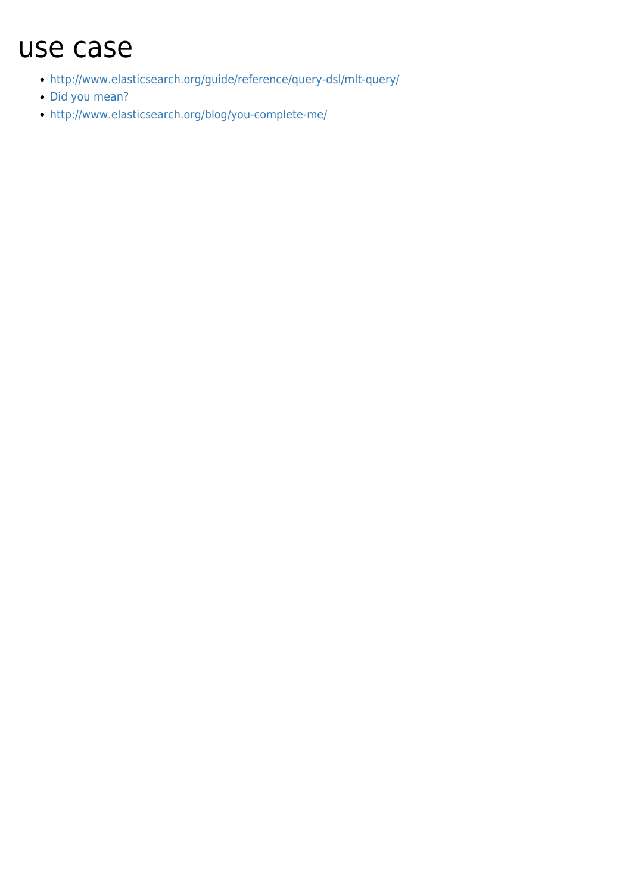# use case

- http://www.elasticsearch.org/guide/reference/query-dsl/mlt-query/
- Did you mean?
- http://www.elasticsearch.org/blog/you-complete-me/